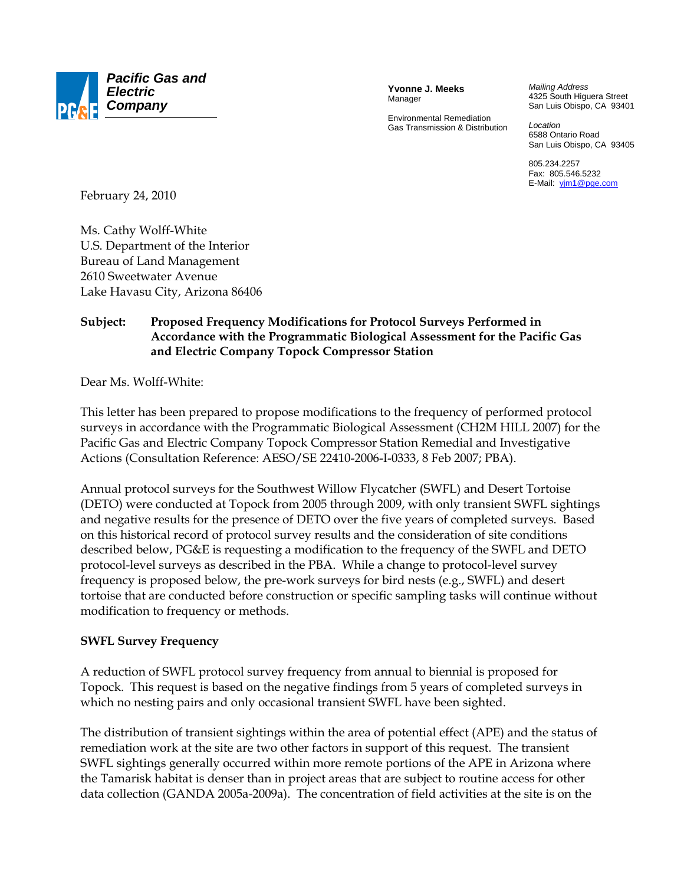**Pacific Gas and Electric Company**

**Yvonne J. Meeks**
Manager

Environmental Remediation
Gas Transmission & Distribution

*Mailing Address*
4325 South Higuera Street
San Luis Obispo, CA 93401

*Location*
6588 Ontario Road
San Luis Obispo, CA 93405

805.234.2257
Fax: 805.546.5232
E-Mail: yjm1@pge.com

February 24, 2010

Ms. Cathy Wolff-White
U.S. Department of the Interior
Bureau of Land Management
2610 Sweetwater Avenue
Lake Havasu City, Arizona 86406

**Subject: Proposed Frequency Modifications for Protocol Surveys Performed in Accordance with the Programmatic Biological Assessment for the Pacific Gas and Electric Company Topock Compressor Station**

Dear Ms. Wolff-White:

This letter has been prepared to propose modifications to the frequency of performed protocol surveys in accordance with the Programmatic Biological Assessment (CH2M HILL 2007) for the Pacific Gas and Electric Company Topock Compressor Station Remedial and Investigative Actions (Consultation Reference: AESO/SE 22410-2006-I-0333, 8 Feb 2007; PBA).

Annual protocol surveys for the Southwest Willow Flycatcher (SWFL) and Desert Tortoise (DETO) were conducted at Topock from 2005 through 2009, with only transient SWFL sightings and negative results for the presence of DETO over the five years of completed surveys. Based on this historical record of protocol survey results and the consideration of site conditions described below, PG&E is requesting a modification to the frequency of the SWFL and DETO protocol-level surveys as described in the PBA. While a change to protocol-level survey frequency is proposed below, the pre-work surveys for bird nests (e.g., SWFL) and desert tortoise that are conducted before construction or specific sampling tasks will continue without modification to frequency or methods.

**SWFL Survey Frequency**

A reduction of SWFL protocol survey frequency from annual to biennial is proposed for Topock. This request is based on the negative findings from 5 years of completed surveys in which no nesting pairs and only occasional transient SWFL have been sighted.

The distribution of transient sightings within the area of potential effect (APE) and the status of remediation work at the site are two other factors in support of this request. The transient SWFL sightings generally occurred within more remote portions of the APE in Arizona where the Tamarisk habitat is denser than in project areas that are subject to routine access for other data collection (GANDA 2005a-2009a). The concentration of field activities at the site is on the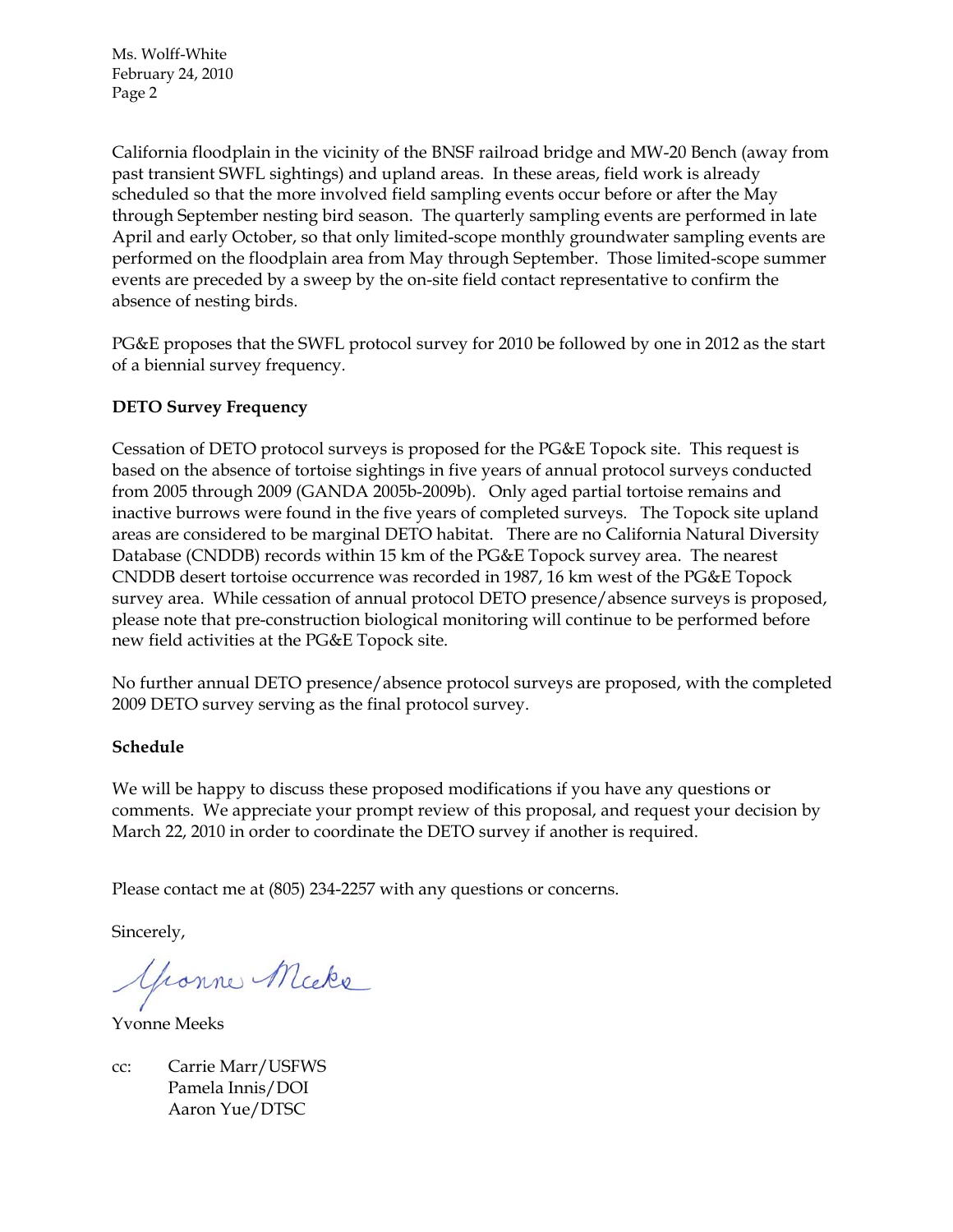California floodplain in the vicinity of the BNSF railroad bridge and MW-20 Bench (away from past transient SWFL sightings) and upland areas. In these areas, field work is already scheduled so that the more involved field sampling events occur before or after the May through September nesting bird season. The quarterly sampling events are performed in late April and early October, so that only limited-scope monthly groundwater sampling events are performed on the floodplain area from May through September. Those limited-scope summer events are preceded by a sweep by the on-site field contact representative to confirm the absence of nesting birds.

PG&E proposes that the SWFL protocol survey for 2010 be followed by one in 2012 as the start of a biennial survey frequency.

**DETO Survey Frequency**

Cessation of DETO protocol surveys is proposed for the PG&E Topock site. This request is based on the absence of tortoise sightings in five years of annual protocol surveys conducted from 2005 through 2009 (GANDA 2005b-2009b). Only aged partial tortoise remains and inactive burrows were found in the five years of completed surveys. The Topock site upland areas are considered to be marginal DETO habitat. There are no California Natural Diversity Database (CNDDB) records within 15 km of the PG&E Topock survey area. The nearest CNDDB desert tortoise occurrence was recorded in 1987, 16 km west of the PG&E Topock survey area. While cessation of annual protocol DETO presence/absence surveys is proposed, please note that pre-construction biological monitoring will continue to be performed before new field activities at the PG&E Topock site.

No further annual DETO presence/absence protocol surveys are proposed, with the completed 2009 DETO survey serving as the final protocol survey.

**Schedule**

We will be happy to discuss these proposed modifications if you have any questions or comments. We appreciate your prompt review of this proposal, and request your decision by March 22, 2010 in order to coordinate the DETO survey if another is required.

Please contact me at (805) 234-2257 with any questions or concerns.

Sincerely,

Yvonne Meeks

Yvonne Meeks

cc: Carrie Marr/USFWS
Pamela Innis/DOI
Aaron Yue/DTSC